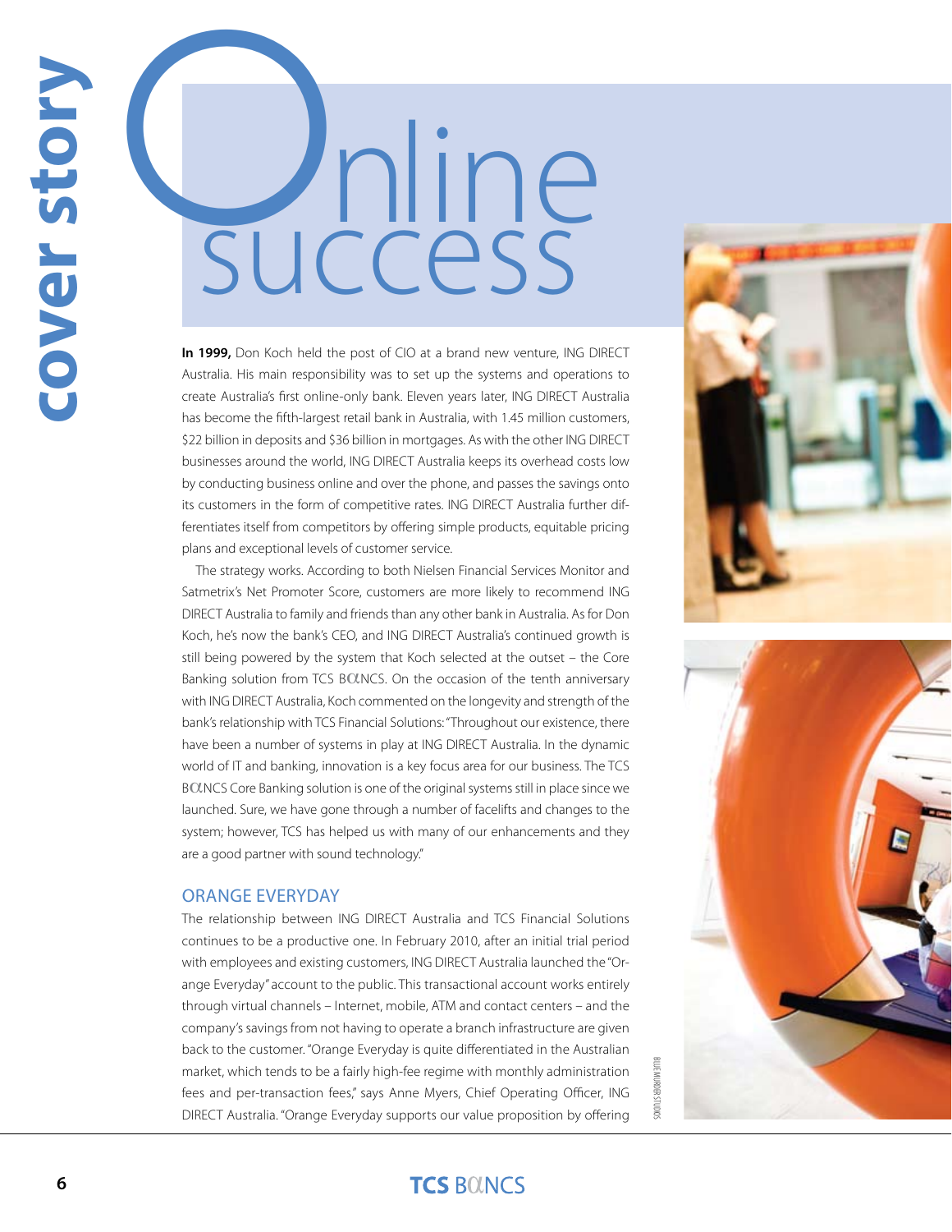# Online success

**In 1999,** Don Koch held the post of CIO at a brand new venture, ING DIRECT Australia. His main responsibility was to set up the systems and operations to create Australia's first online-only bank. Eleven years later, ING DIRECT Australia has become the fifth-largest retail bank in Australia, with 1.45 million customers, $22 billion in deposits and $36 billion in mortgages. As with the other ING DIRECT businesses around the world, ING DIRECT Australia keeps its overhead costs low by conducting business online and over the phone, and passes the savings onto its customers in the form of competitive rates. ING DIRECT Australia further differentiates itself from competitors by offering simple products, equitable pricing plans and exceptional levels of customer service.

The strategy works. According to both Nielsen Financial Services Monitor and Satmetrix's Net Promoter Score, customers are more likely to recommend ING DIRECT Australia to family and friends than any other bank in Australia. As for Don Koch, he's now the bank's CEO, and ING DIRECT Australia's continued growth is still being powered by the system that Koch selected at the outset – the Core Banking solution from TCS BαNCS. On the occasion of the tenth anniversary with ING DIRECT Australia, Koch commented on the longevity and strength of the bank's relationship with TCS Financial Solutions: "Throughout our existence, there have been a number of systems in play at ING DIRECT Australia. In the dynamic world of IT and banking, innovation is a key focus area for our business. The TCS BαNCS Core Banking solution is one of the original systems still in place since we launched. Sure, we have gone through a number of facelifts and changes to the system; however, TCS has helped us with many of our enhancements and they are a good partner with sound technology."

## ORANGE EVERYDAY

The relationship between ING DIRECT Australia and TCS Financial Solutions continues to be a productive one. In February 2010, after an initial trial period with employees and existing customers, ING DIRECT Australia launched the "Orange Everyday" account to the public. This transactional account works entirely through virtual channels – Internet, mobile, ATM and contact centers – and the company's savings from not having to operate a branch infrastructure are given back to the customer. "Orange Everyday is quite differentiated in the Australian market, which tends to be a fairly high-fee regime with monthly administration fees and per-transaction fees," says Anne Myers, Chief Operating Officer, ING DIRECT Australia. "Orange Everyday supports our value proposition by offering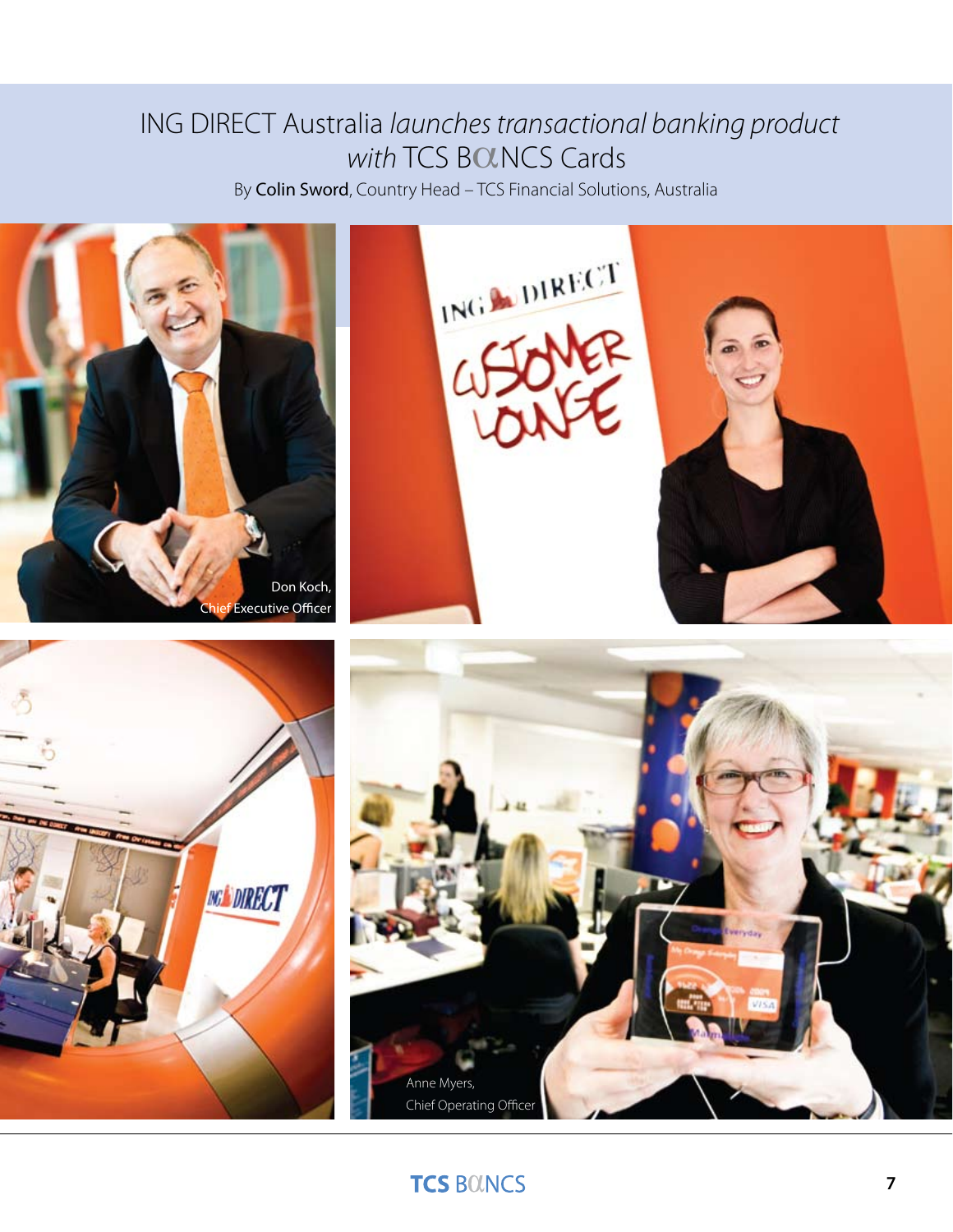# ING DIRECT Australia *launches transactional banking product with* TCS BαNCS Cards

By **Colin Sword**, Country Head – TCS Financial Solutions, Australia

Don Koch,
Chief Executive Officer

Anne Myers,
Chief Operating Officer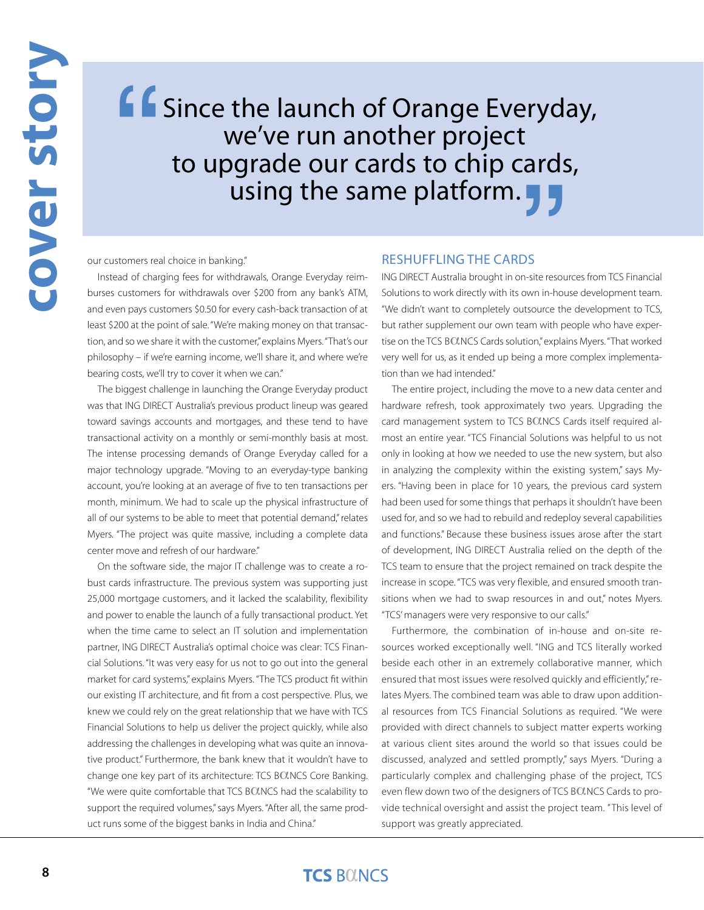> Since the launch of Orange Everyday, we've run another project to upgrade our cards to chip cards, using the same platform.

our customers real choice in banking."

Instead of charging fees for withdrawals, Orange Everyday reimburses customers for withdrawals over $200 from any bank's ATM, and even pays customers $0.50 for every cash-back transaction of at least $200 at the point of sale. "We're making money on that transaction, and so we share it with the customer," explains Myers. "That's our philosophy – if we're earning income, we'll share it, and where we're bearing costs, we'll try to cover it when we can."

The biggest challenge in launching the Orange Everyday product was that ING DIRECT Australia's previous product lineup was geared toward savings accounts and mortgages, and these tend to have transactional activity on a monthly or semi-monthly basis at most. The intense processing demands of Orange Everyday called for a major technology upgrade. "Moving to an everyday-type banking account, you're looking at an average of five to ten transactions per month, minimum. We had to scale up the physical infrastructure of all of our systems to be able to meet that potential demand," relates Myers. "The project was quite massive, including a complete data center move and refresh of our hardware."

On the software side, the major IT challenge was to create a robust cards infrastructure. The previous system was supporting just 25,000 mortgage customers, and it lacked the scalability, flexibility and power to enable the launch of a fully transactional product. Yet when the time came to select an IT solution and implementation partner, ING DIRECT Australia's optimal choice was clear: TCS Financial Solutions. "It was very easy for us not to go out into the general market for card systems," explains Myers. "The TCS product fit within our existing IT architecture, and fit from a cost perspective. Plus, we knew we could rely on the great relationship that we have with TCS Financial Solutions to help us deliver the project quickly, while also addressing the challenges in developing what was quite an innovative product." Furthermore, the bank knew that it wouldn't have to change one key part of its architecture: TCS BαNCS Core Banking. "We were quite comfortable that TCS BαNCS had the scalability to support the required volumes," says Myers. "After all, the same product runs some of the biggest banks in India and China."

## RESHUFFLING THE CARDS

ING DIRECT Australia brought in on-site resources from TCS Financial Solutions to work directly with its own in-house development team. "We didn't want to completely outsource the development to TCS, but rather supplement our own team with people who have expertise on the TCS BαNCS Cards solution," explains Myers. "That worked very well for us, as it ended up being a more complex implementation than we had intended."

The entire project, including the move to a new data center and hardware refresh, took approximately two years. Upgrading the card management system to TCS BαNCS Cards itself required almost an entire year. "TCS Financial Solutions was helpful to us not only in looking at how we needed to use the new system, but also in analyzing the complexity within the existing system," says Myers. "Having been in place for 10 years, the previous card system had been used for some things that perhaps it shouldn't have been used for, and so we had to rebuild and redeploy several capabilities and functions." Because these business issues arose after the start of development, ING DIRECT Australia relied on the depth of the TCS team to ensure that the project remained on track despite the increase in scope. "TCS was very flexible, and ensured smooth transitions when we had to swap resources in and out," notes Myers. "TCS' managers were very responsive to our calls."

Furthermore, the combination of in-house and on-site resources worked exceptionally well. "ING and TCS literally worked beside each other in an extremely collaborative manner, which ensured that most issues were resolved quickly and efficiently," relates Myers. The combined team was able to draw upon additional resources from TCS Financial Solutions as required. "We were provided with direct channels to subject matter experts working at various client sites around the world so that issues could be discussed, analyzed and settled promptly," says Myers. "During a particularly complex and challenging phase of the project, TCS even flew down two of the designers of TCS BαNCS Cards to provide technical oversight and assist the project team. "This level of support was greatly appreciated.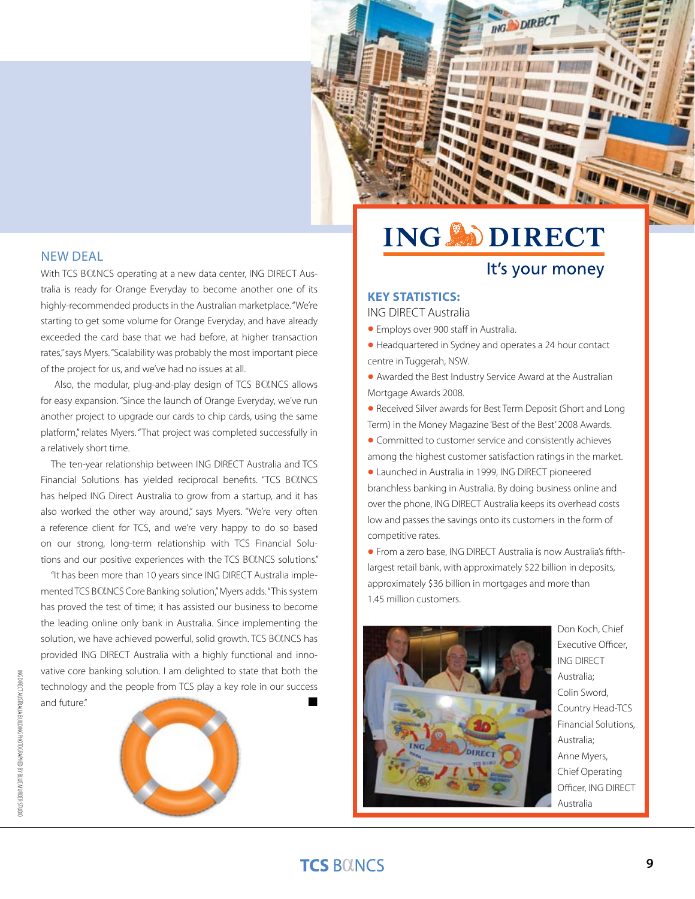## NEW DEAL

With TCS BαNCS operating at a new data center, ING DIRECT Australia is ready for Orange Everyday to become another one of its highly-recommended products in the Australian marketplace. "We're starting to get some volume for Orange Everyday, and have already exceeded the card base that we had before, at higher transaction rates," says Myers. "Scalability was probably the most important piece of the project for us, and we've had no issues at all.

Also, the modular, plug-and-play design of TCS BαNCS allows for easy expansion. "Since the launch of Orange Everyday, we've run another project to upgrade our cards to chip cards, using the same platform," relates Myers. "That project was completed successfully in a relatively short time.

The ten-year relationship between ING DIRECT Australia and TCS Financial Solutions has yielded reciprocal benefits. "TCS BαNCS has helped ING Direct Australia to grow from a startup, and it has also worked the other way around," says Myers. "We're very often a reference client for TCS, and we're very happy to do so based on our strong, long-term relationship with TCS Financial Solutions and our positive experiences with the TCS BαNCS solutions."

"It has been more than 10 years since ING DIRECT Australia implemented TCS BαNCS Core Banking solution," Myers adds. "This system has proved the test of time; it has assisted our business to become the leading online only bank in Australia. Since implementing the solution, we have achieved powerful, solid growth. TCS BαNCS has provided ING DIRECT Australia with a highly functional and innovative core banking solution. I am delighted to state that both the technology and the people from TCS play a key role in our success and future."

ING DIRECT AUSTRALIA BUILDING PHOTOGRAPHED BY BLUE MURDER STUDIO

ING DIRECT

It's your money

### KEY STATISTICS:

ING DIRECT Australia

- Employs over 900 staff in Australia.
- Headquartered in Sydney and operates a 24 hour contact centre in Tuggerah, NSW.
- Awarded the Best Industry Service Award at the Australian Mortgage Awards 2008.
- Received Silver awards for Best Term Deposit (Short and Long Term) in the Money Magazine 'Best of the Best' 2008 Awards.
- Committed to customer service and consistently achieves among the highest customer satisfaction ratings in the market.
- Launched in Australia in 1999, ING DIRECT pioneered branchless banking in Australia. By doing business online and over the phone, ING DIRECT Australia keeps its overhead costs low and passes the savings onto its customers in the form of competitive rates.
- From a zero base, ING DIRECT Australia is now Australia's fifth-largest retail bank, with approximately $22 billion in deposits, approximately $36 billion in mortgages and more than 1.45 million customers.

Don Koch, Chief Executive Officer, ING DIRECT Australia; Colin Sword, Country Head-TCS Financial Solutions, Australia; Anne Myers, Chief Operating Officer, ING DIRECT Australia